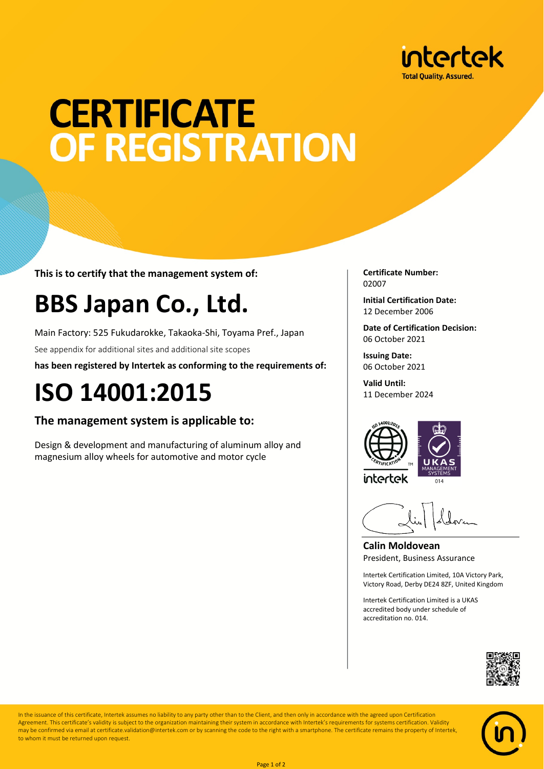intertek
Total Quality. Assured.

# CERTIFICATE OF REGISTRATION

**This is to certify that the management system of:**

# BBS Japan Co., Ltd.

Main Factory: 525 Fukudarokke, Takaoka-Shi, Toyama Pref., Japan

See appendix for additional sites and additional site scopes

**has been registered by Intertek as conforming to the requirements of:**

# ISO 14001:2015

## The management system is applicable to:

Design & development and manufacturing of aluminum alloy and magnesium alloy wheels for automotive and motor cycle

**Certificate Number:**
02007

**Initial Certification Date:**
12 December 2006

**Date of Certification Decision:**
06 October 2021

**Issuing Date:**
06 October 2021

**Valid Until:**
11 December 2024

**Calin Moldovean**
President, Business Assurance

Intertek Certification Limited, 10A Victory Park, Victory Road, Derby DE24 8ZF, United Kingdom

Intertek Certification Limited is a UKAS accredited body under schedule of accreditation no. 014.

In the issuance of this certificate, Intertek assumes no liability to any party other than to the Client, and then only in accordance with the agreed upon Certification Agreement. This certificate's validity is subject to the organization maintaining their system in accordance with Intertek's requirements for systems certification. Validity may be confirmed via email at certificate.validation@intertek.com or by scanning the code to the right with a smartphone. The certificate remains the property of Intertek, to whom it must be returned upon request.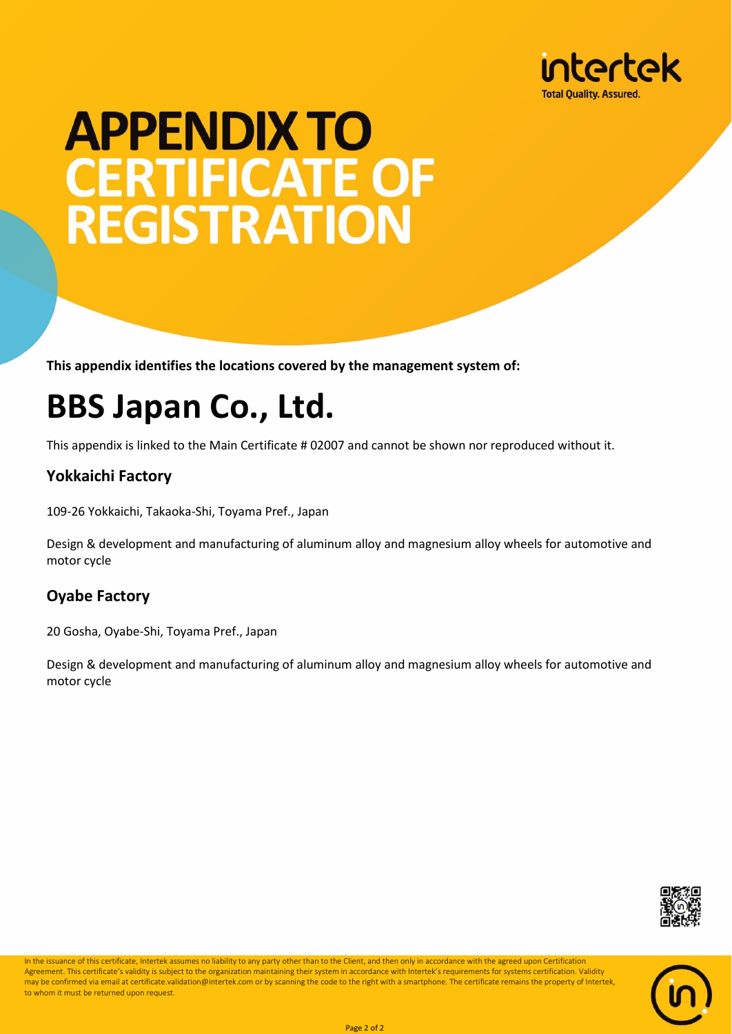# APPENDIX TO CERTIFICATE OF REGISTRATION

**This appendix identifies the locations covered by the management system of:**

# BBS Japan Co., Ltd.

This appendix is linked to the Main Certificate # 02007 and cannot be shown nor reproduced without it.

### Yokkaichi Factory

109-26 Yokkaichi, Takaoka-Shi, Toyama Pref., Japan

Design & development and manufacturing of aluminum alloy and magnesium alloy wheels for automotive and motor cycle

### Oyabe Factory

20 Gosha, Oyabe-Shi, Toyama Pref., Japan

Design & development and manufacturing of aluminum alloy and magnesium alloy wheels for automotive and motor cycle

In the issuance of this certificate, Intertek assumes no liability to any party other than to the Client, and then only in accordance with the agreed upon Certification Agreement. This certificate's validity is subject to the organization maintaining their system in accordance with Intertek's requirements for systems certification. Validity may be confirmed via email at certificate.validation@intertek.com or by scanning the code to the right with a smartphone. The certificate remains the property of Intertek, to whom it must be returned upon request.